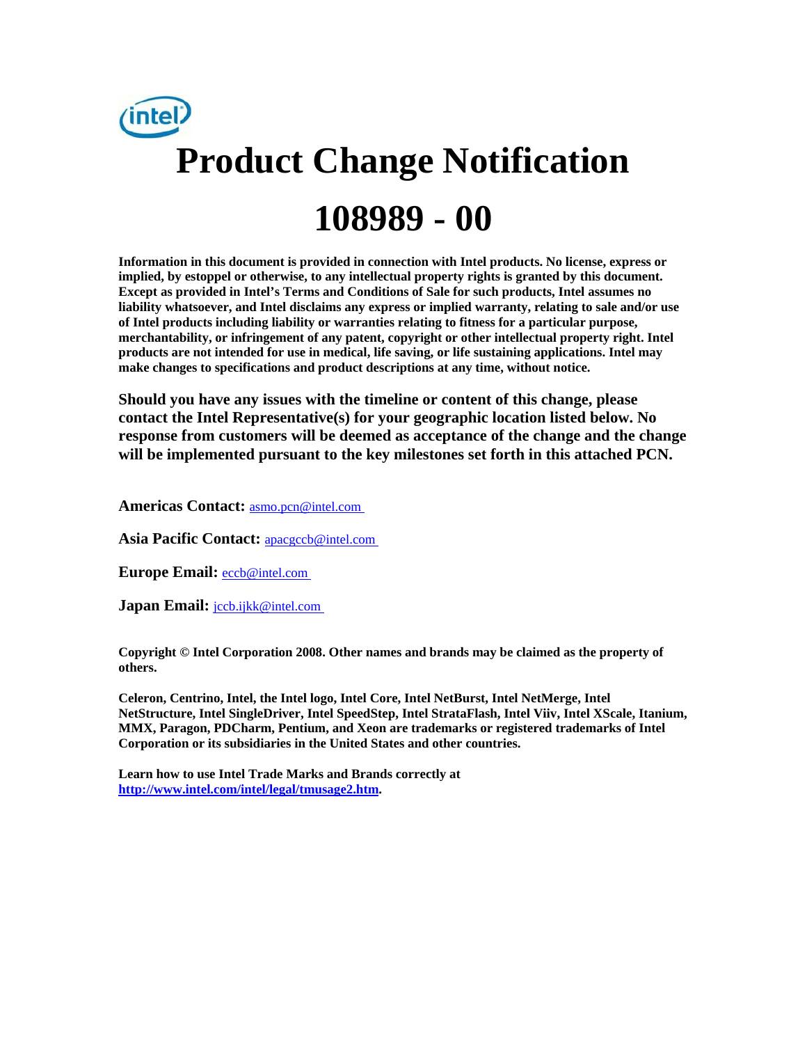# Product Change Notification

# 108989 - 00

**Information in this document is provided in connection with Intel products. No license, express or implied, by estoppel or otherwise, to any intellectual property rights is granted by this document. Except as provided in Intel's Terms and Conditions of Sale for such products, Intel assumes no liability whatsoever, and Intel disclaims any express or implied warranty, relating to sale and/or use of Intel products including liability or warranties relating to fitness for a particular purpose, merchantability, or infringement of any patent, copyright or other intellectual property right. Intel products are not intended for use in medical, life saving, or life sustaining applications. Intel may make changes to specifications and product descriptions at any time, without notice.**

**Should you have any issues with the timeline or content of this change, please contact the Intel Representative(s) for your geographic location listed below. No response from customers will be deemed as acceptance of the change and the change will be implemented pursuant to the key milestones set forth in this attached PCN.**

**Americas Contact:** asmo.pcn@intel.com

**Asia Pacific Contact:** apacgccb@intel.com

**Europe Email:** eccb@intel.com

**Japan Email:** jccb.ijkk@intel.com

**Copyright © Intel Corporation 2008. Other names and brands may be claimed as the property of others.**

**Celeron, Centrino, Intel, the Intel logo, Intel Core, Intel NetBurst, Intel NetMerge, Intel NetStructure, Intel SingleDriver, Intel SpeedStep, Intel StrataFlash, Intel Viiv, Intel XScale, Itanium, MMX, Paragon, PDCharm, Pentium, and Xeon are trademarks or registered trademarks of Intel Corporation or its subsidiaries in the United States and other countries.**

**Learn how to use Intel Trade Marks and Brands correctly at http://www.intel.com/intel/legal/tmusage2.htm.**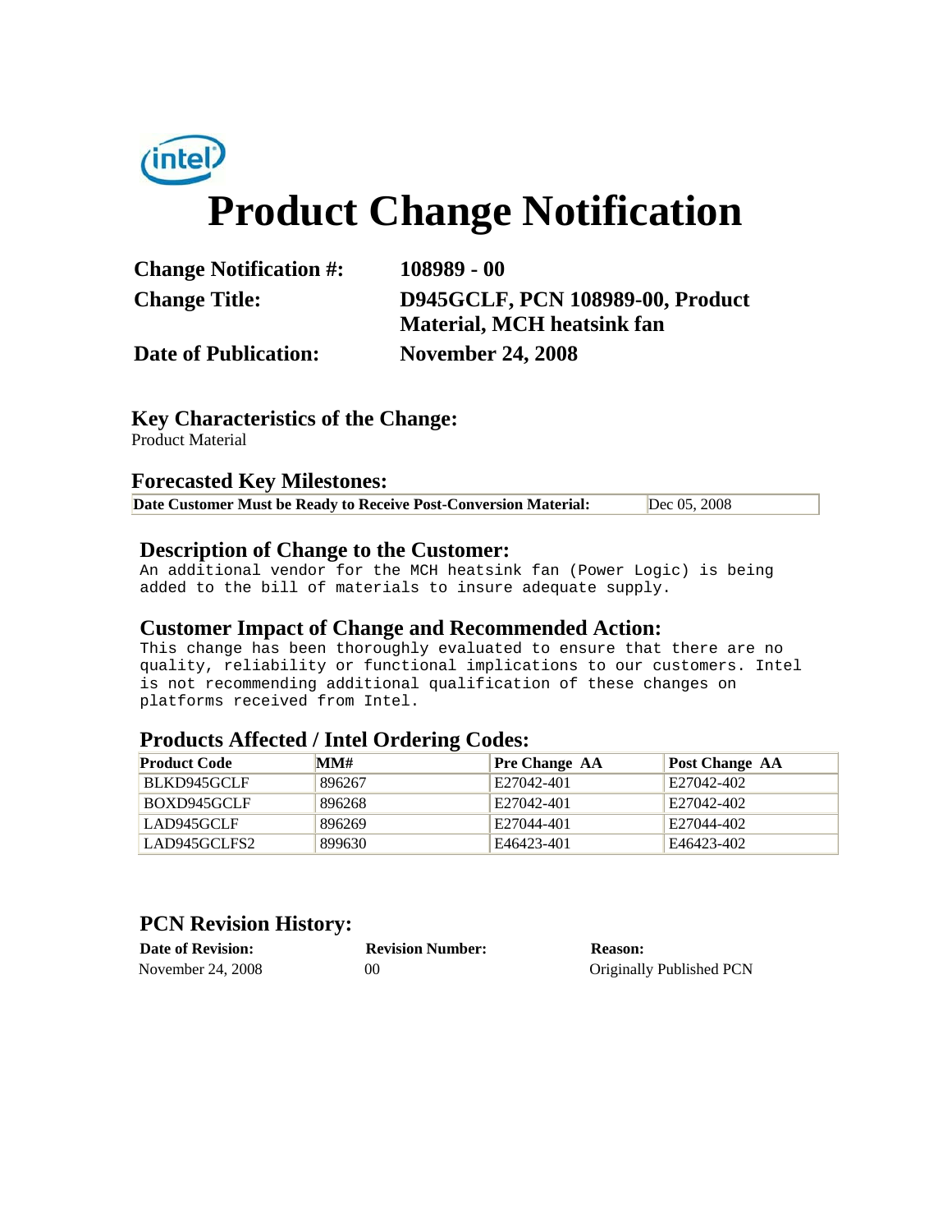intel

# Product Change Notification

| | |
|---|---|
| **Change Notification #:** | **108989 - 00** |
| **Change Title:** | **D945GCLF, PCN 108989-00, Product Material, MCH heatsink fan** |
| **Date of Publication:** | **November 24, 2008** |

## Key Characteristics of the Change:

Product Material

## Forecasted Key Milestones:

| | |
|---|---|
| **Date Customer Must be Ready to Receive Post-Conversion Material:** | Dec 05, 2008 |

## Description of Change to the Customer:

An additional vendor for the MCH heatsink fan (Power Logic) is being added to the bill of materials to insure adequate supply.

## Customer Impact of Change and Recommended Action:

This change has been thoroughly evaluated to ensure that there are no quality, reliability or functional implications to our customers. Intel is not recommending additional qualification of these changes on platforms received from Intel.

## Products Affected / Intel Ordering Codes:

| Product Code | MM# | Pre Change AA | Post Change AA |
|---|---|---|---|
| BLKD945GCLF | 896267 | E27042-401 | E27042-402 |
| BOXD945GCLF | 896268 | E27042-401 | E27042-402 |
| LAD945GCLF | 896269 | E27044-401 | E27044-402 |
| LAD945GCLFS2 | 899630 | E46423-401 | E46423-402 |

## PCN Revision History:

| Date of Revision: | Revision Number: | Reason: |
|---|---|---|
| November 24, 2008 | 00 | Originally Published PCN |